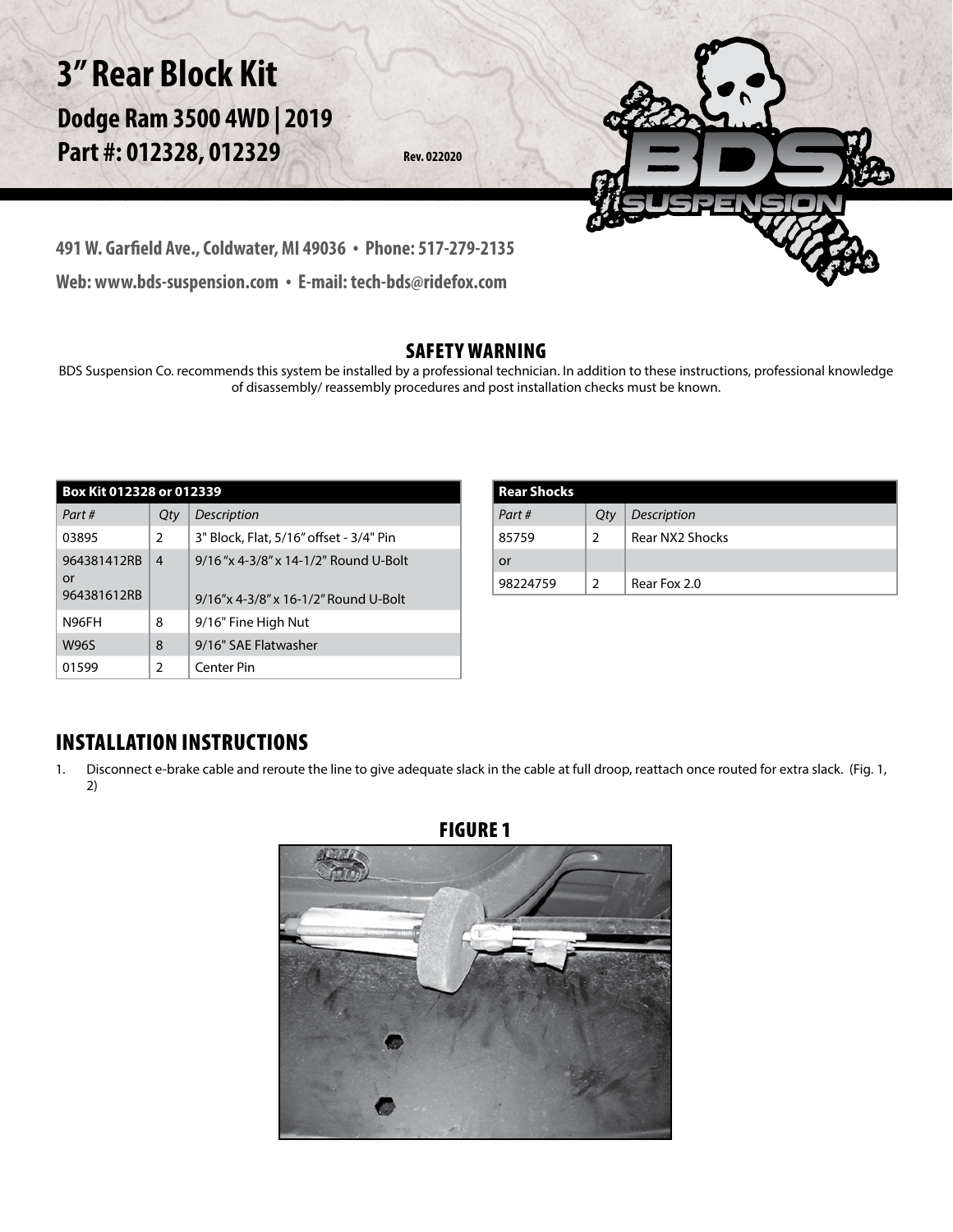# 3" Rear Block Kit

## Dodge Ram 3500 4WD | 2019

## Part #: 012328, 012329

Rev. 022020

491 W. Garfield Ave., Coldwater, MI 49036 • Phone: 517-279-2135

Web: www.bds-suspension.com • E-mail: tech-bds@ridefox.com

### SAFETY WARNING

BDS Suspension Co. recommends this system be installed by a professional technician. In addition to these instructions, professional knowledge of disassembly/ reassembly procedures and post installation checks must be known.

| Box Kit 012328 or 012339 | | |
|---|---|---|
| *Part #* | *Qty* | *Description* |
| 03895 | 2 | 3" Block, Flat, 5/16" offset - 3/4" Pin |
| 964381412RB or 964381612RB | 4 | 9/16 "x 4-3/8" x 14-1/2" Round U-Bolt<br>9/16"x 4-3/8" x 16-1/2" Round U-Bolt |
| N96FH | 8 | 9/16" Fine High Nut |
| W96S | 8 | 9/16" SAE Flatwasher |
| 01599 | 2 | Center Pin |

| Rear Shocks | | |
|---|---|---|
| *Part #* | *Qty* | *Description* |
| 85759 | 2 | Rear NX2 Shocks |
| or | | |
| 98224759 | 2 | Rear Fox 2.0 |

## INSTALLATION INSTRUCTIONS

1. Disconnect e-brake cable and reroute the line to give adequate slack in the cable at full droop, reattach once routed for extra slack. (Fig. 1, 2)

FIGURE 1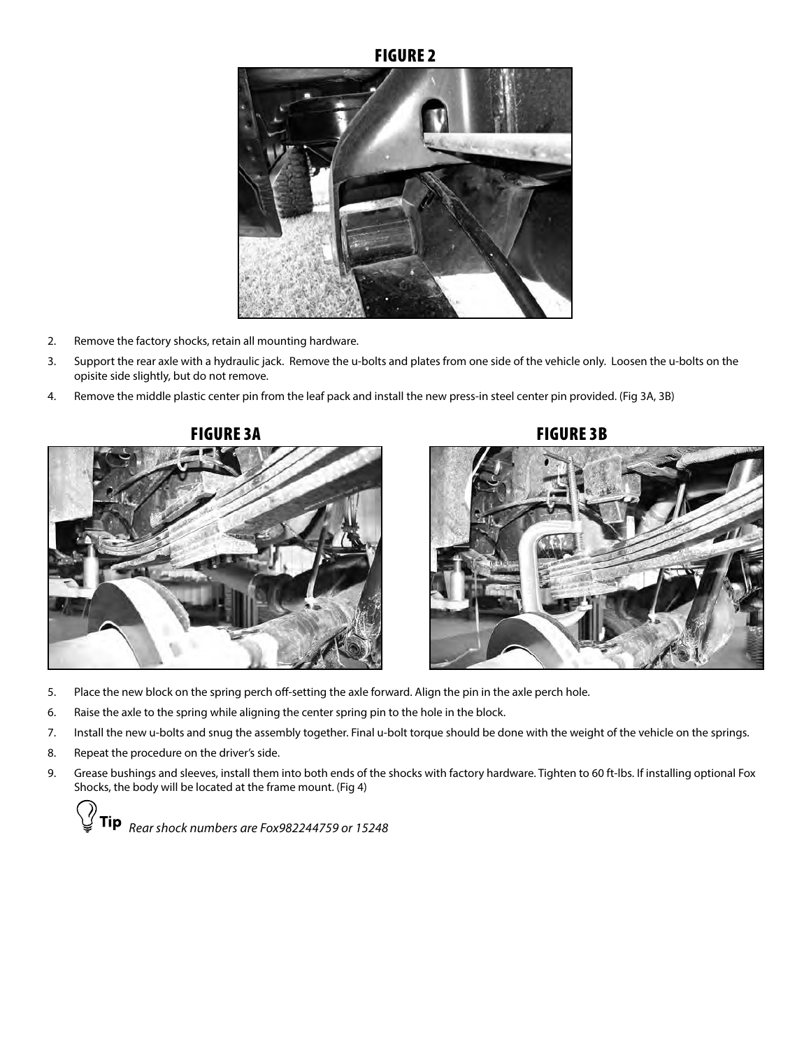## FIGURE 2

2. Remove the factory shocks, retain all mounting hardware.
3. Support the rear axle with a hydraulic jack. Remove the u-bolts and plates from one side of the vehicle only. Loosen the u-bolts on the opisite side slightly, but do not remove.
4. Remove the middle plastic center pin from the leaf pack and install the new press-in steel center pin provided. (Fig 3A, 3B)

## FIGURE 3A

## FIGURE 3B

5. Place the new block on the spring perch off-setting the axle forward. Align the pin in the axle perch hole.
6. Raise the axle to the spring while aligning the center spring pin to the hole in the block.
7. Install the new u-bolts and snug the assembly together. Final u-bolt torque should be done with the weight of the vehicle on the springs.
8. Repeat the procedure on the driver's side.
9. Grease bushings and sleeves, install them into both ends of the shocks with factory hardware. Tighten to 60 ft-lbs. If installing optional Fox Shocks, the body will be located at the frame mount. (Fig 4)

**Tip** *Rear shock numbers are Fox982244759 or 15248*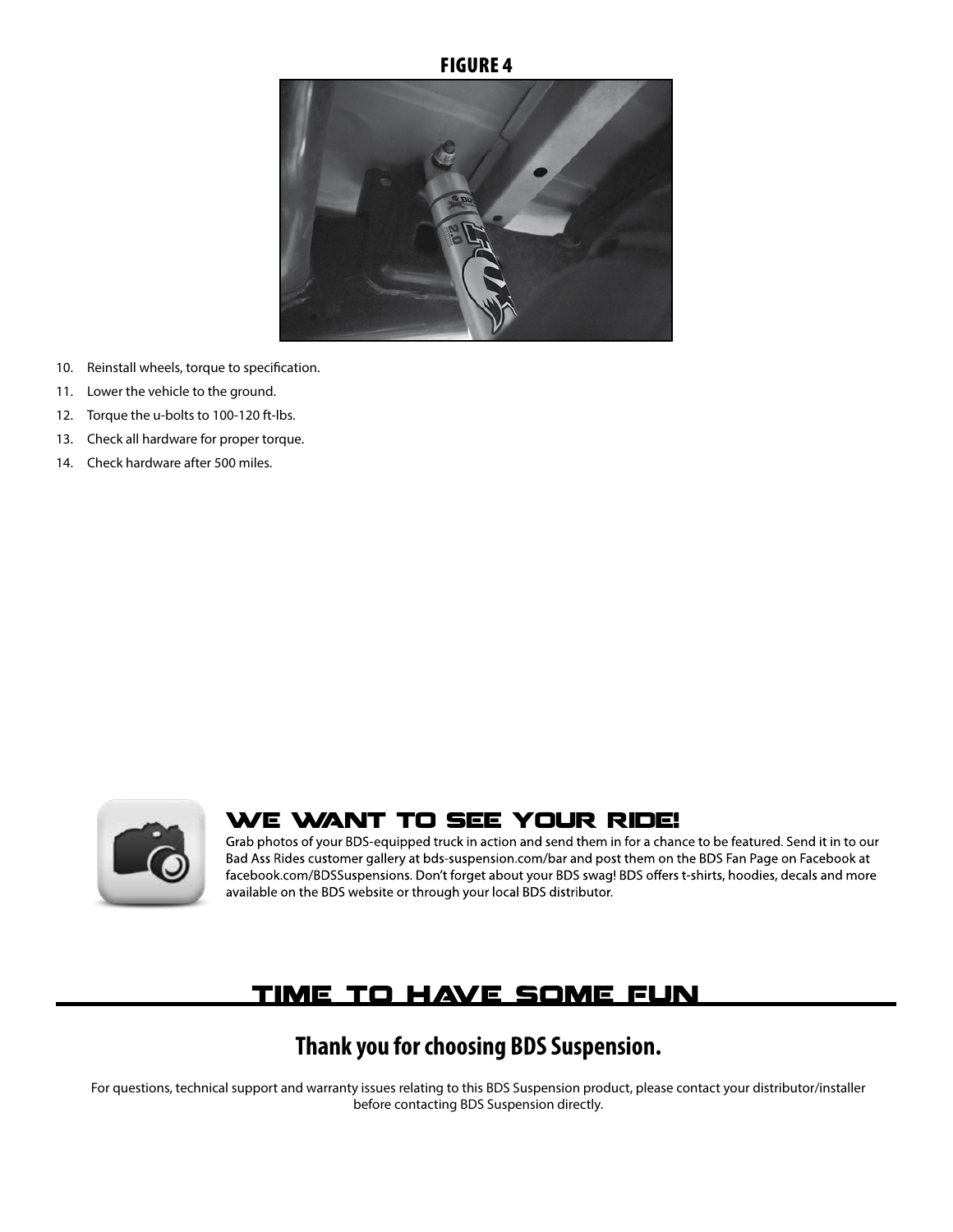**FIGURE 4**

10. Reinstall wheels, torque to specification.
11. Lower the vehicle to the ground.
12. Torque the u-bolts to 100-120 ft-lbs.
13. Check all hardware for proper torque.
14. Check hardware after 500 miles.

## WE WANT TO SEE YOUR RIDE!

Grab photos of your BDS-equipped truck in action and send them in for a chance to be featured. Send it in to our Bad Ass Rides customer gallery at bds-suspension.com/bar and post them on the BDS Fan Page on Facebook at facebook.com/BDSSuspensions. Don't forget about your BDS swag! BDS offers t-shirts, hoodies, decals and more available on the BDS website or through your local BDS distributor.

## TIME TO HAVE SOME FUN

### Thank you for choosing BDS Suspension.

For questions, technical support and warranty issues relating to this BDS Suspension product, please contact your distributor/installer before contacting BDS Suspension directly.